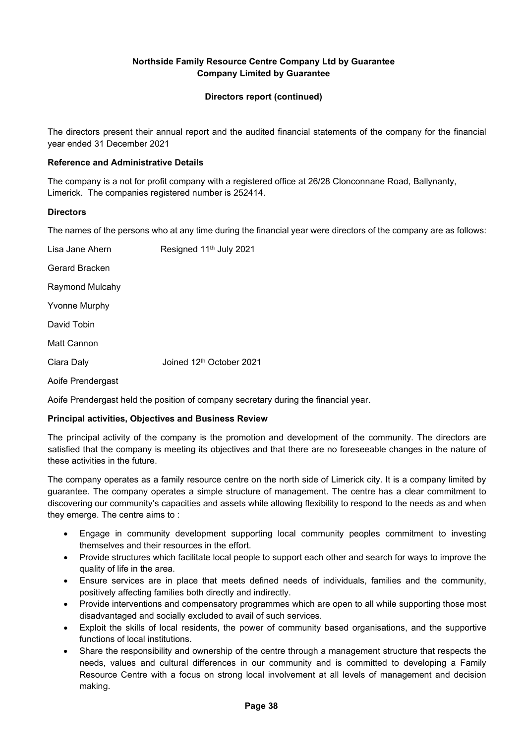**Northside Family Resource Centre Company Ltd by Guarantee**
**Company Limited by Guarantee**

**Directors report (continued)**

The directors present their annual report and the audited financial statements of the company for the financial year ended 31 December 2021

**Reference and Administrative Details**

The company is a not for profit company with a registered office at 26/28 Clonconnane Road, Ballynanty, Limerick. The companies registered number is 252414.

**Directors**

The names of the persons who at any time during the financial year were directors of the company are as follows:

Lisa Jane Ahern Resigned 11th July 2021

Gerard Bracken

Raymond Mulcahy

Yvonne Murphy

David Tobin

Matt Cannon

Ciara Daly Joined 12th October 2021

Aoife Prendergast

Aoife Prendergast held the position of company secretary during the financial year.

**Principal activities, Objectives and Business Review**

The principal activity of the company is the promotion and development of the community. The directors are satisfied that the company is meeting its objectives and that there are no foreseeable changes in the nature of these activities in the future.

The company operates as a family resource centre on the north side of Limerick city. It is a company limited by guarantee. The company operates a simple structure of management. The centre has a clear commitment to discovering our community's capacities and assets while allowing flexibility to respond to the needs as and when they emerge. The centre aims to :

- Engage in community development supporting local community peoples commitment to investing themselves and their resources in the effort.
- Provide structures which facilitate local people to support each other and search for ways to improve the quality of life in the area.
- Ensure services are in place that meets defined needs of individuals, families and the community, positively affecting families both directly and indirectly.
- Provide interventions and compensatory programmes which are open to all while supporting those most disadvantaged and socially excluded to avail of such services.
- Exploit the skills of local residents, the power of community based organisations, and the supportive functions of local institutions.
- Share the responsibility and ownership of the centre through a management structure that respects the needs, values and cultural differences in our community and is committed to developing a Family Resource Centre with a focus on strong local involvement at all levels of management and decision making.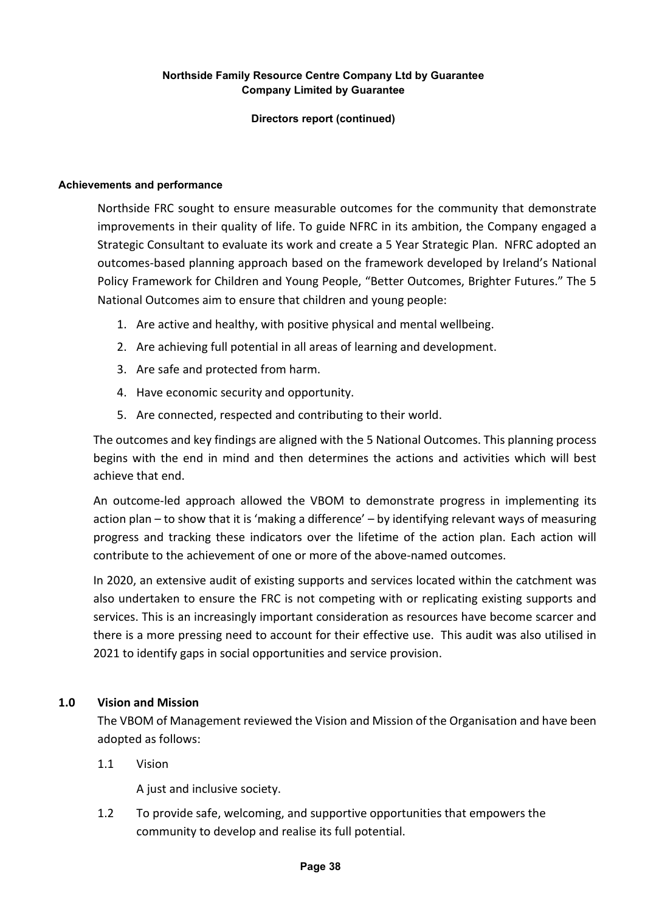**Northside Family Resource Centre Company Ltd by Guarantee**
**Company Limited by Guarantee**

**Directors report (continued)**

**Achievements and performance**

Northside FRC sought to ensure measurable outcomes for the community that demonstrate improvements in their quality of life. To guide NFRC in its ambition, the Company engaged a Strategic Consultant to evaluate its work and create a 5 Year Strategic Plan. NFRC adopted an outcomes-based planning approach based on the framework developed by Ireland's National Policy Framework for Children and Young People, "Better Outcomes, Brighter Futures." The 5 National Outcomes aim to ensure that children and young people:

1. Are active and healthy, with positive physical and mental wellbeing.
2. Are achieving full potential in all areas of learning and development.
3. Are safe and protected from harm.
4. Have economic security and opportunity.
5. Are connected, respected and contributing to their world.

The outcomes and key findings are aligned with the 5 National Outcomes. This planning process begins with the end in mind and then determines the actions and activities which will best achieve that end.

An outcome-led approach allowed the VBOM to demonstrate progress in implementing its action plan – to show that it is 'making a difference' – by identifying relevant ways of measuring progress and tracking these indicators over the lifetime of the action plan. Each action will contribute to the achievement of one or more of the above-named outcomes.

In 2020, an extensive audit of existing supports and services located within the catchment was also undertaken to ensure the FRC is not competing with or replicating existing supports and services. This is an increasingly important consideration as resources have become scarcer and there is a more pressing need to account for their effective use. This audit was also utilised in 2021 to identify gaps in social opportunities and service provision.

## 1.0 Vision and Mission

The VBOM of Management reviewed the Vision and Mission of the Organisation and have been adopted as follows:

1.1 Vision

A just and inclusive society.

1.2 To provide safe, welcoming, and supportive opportunities that empowers the community to develop and realise its full potential.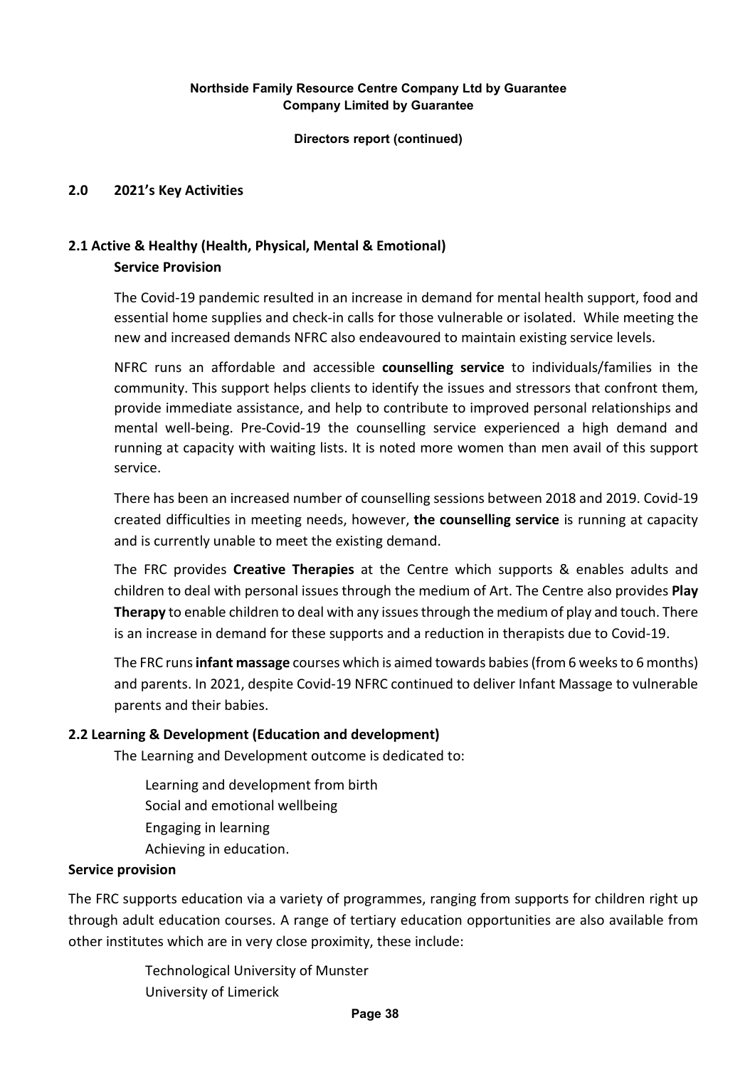**Northside Family Resource Centre Company Ltd by Guarantee**
**Company Limited by Guarantee**

**Directors report (continued)**

## 2.0 2021's Key Activities

### 2.1 Active & Healthy (Health, Physical, Mental & Emotional)

**Service Provision**

The Covid-19 pandemic resulted in an increase in demand for mental health support, food and essential home supplies and check-in calls for those vulnerable or isolated. While meeting the new and increased demands NFRC also endeavoured to maintain existing service levels.

NFRC runs an affordable and accessible **counselling service** to individuals/families in the community. This support helps clients to identify the issues and stressors that confront them, provide immediate assistance, and help to contribute to improved personal relationships and mental well-being. Pre-Covid-19 the counselling service experienced a high demand and running at capacity with waiting lists. It is noted more women than men avail of this support service.

There has been an increased number of counselling sessions between 2018 and 2019. Covid-19 created difficulties in meeting needs, however, **the counselling service** is running at capacity and is currently unable to meet the existing demand.

The FRC provides **Creative Therapies** at the Centre which supports & enables adults and children to deal with personal issues through the medium of Art. The Centre also provides **Play Therapy** to enable children to deal with any issues through the medium of play and touch. There is an increase in demand for these supports and a reduction in therapists due to Covid-19.

The FRC runs **infant massage** courses which is aimed towards babies (from 6 weeks to 6 months) and parents. In 2021, despite Covid-19 NFRC continued to deliver Infant Massage to vulnerable parents and their babies.

### 2.2 Learning & Development (Education and development)

The Learning and Development outcome is dedicated to:

- Learning and development from birth
- Social and emotional wellbeing
- Engaging in learning
- Achieving in education.

**Service provision**

The FRC supports education via a variety of programmes, ranging from supports for children right up through adult education courses. A range of tertiary education opportunities are also available from other institutes which are in very close proximity, these include:

- Technological University of Munster
- University of Limerick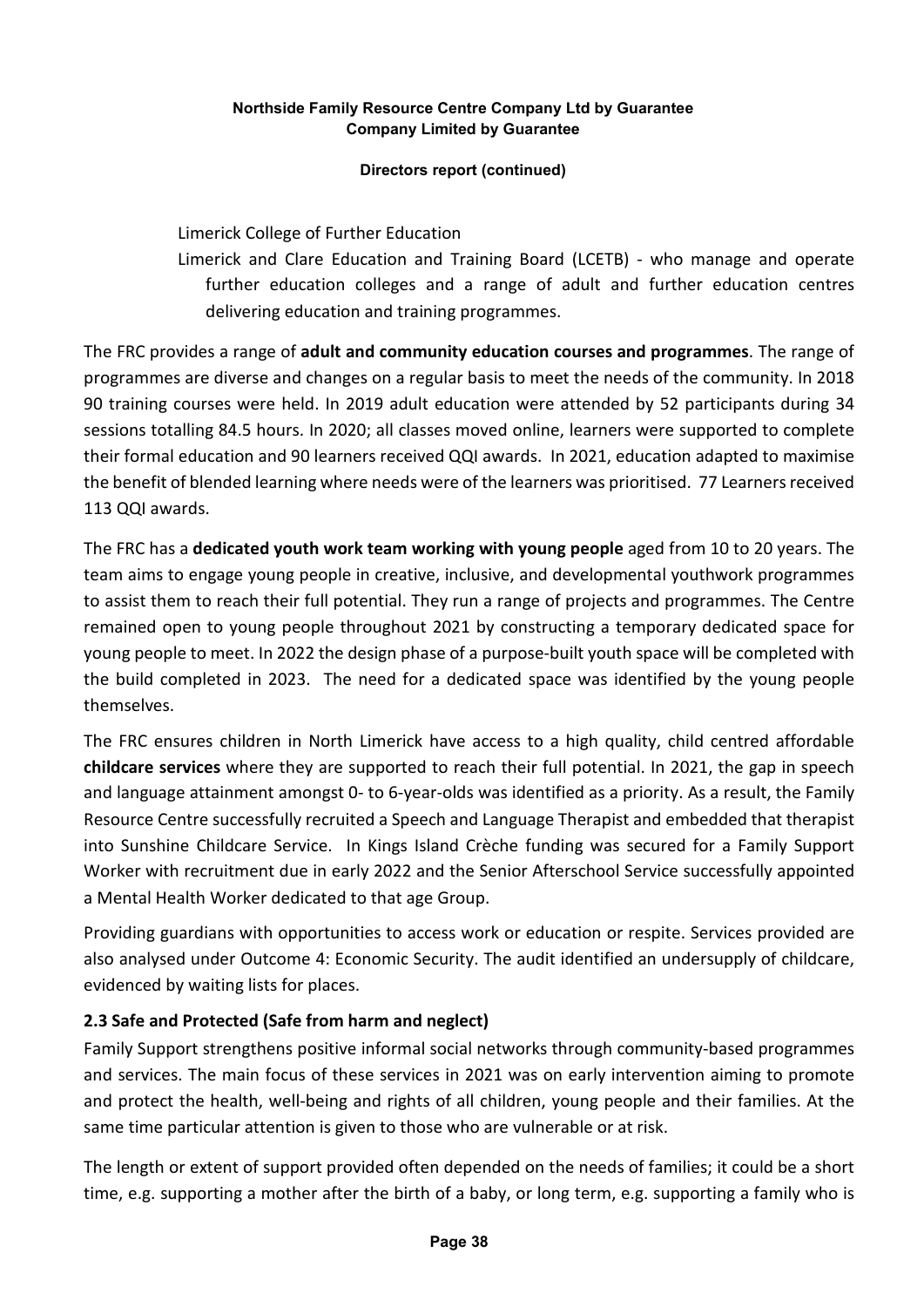Limerick College of Further Education

Limerick and Clare Education and Training Board (LCETB) - who manage and operate further education colleges and a range of adult and further education centres delivering education and training programmes.

The FRC provides a range of **adult and community education courses and programmes**. The range of programmes are diverse and changes on a regular basis to meet the needs of the community. In 2018 90 training courses were held. In 2019 adult education were attended by 52 participants during 34 sessions totalling 84.5 hours. In 2020; all classes moved online, learners were supported to complete their formal education and 90 learners received QQI awards. In 2021, education adapted to maximise the benefit of blended learning where needs were of the learners was prioritised. 77 Learners received 113 QQI awards.

The FRC has a **dedicated youth work team working with young people** aged from 10 to 20 years. The team aims to engage young people in creative, inclusive, and developmental youthwork programmes to assist them to reach their full potential. They run a range of projects and programmes. The Centre remained open to young people throughout 2021 by constructing a temporary dedicated space for young people to meet. In 2022 the design phase of a purpose-built youth space will be completed with the build completed in 2023. The need for a dedicated space was identified by the young people themselves.

The FRC ensures children in North Limerick have access to a high quality, child centred affordable **childcare services** where they are supported to reach their full potential. In 2021, the gap in speech and language attainment amongst 0- to 6-year-olds was identified as a priority. As a result, the Family Resource Centre successfully recruited a Speech and Language Therapist and embedded that therapist into Sunshine Childcare Service. In Kings Island Crèche funding was secured for a Family Support Worker with recruitment due in early 2022 and the Senior Afterschool Service successfully appointed a Mental Health Worker dedicated to that age Group.

Providing guardians with opportunities to access work or education or respite. Services provided are also analysed under Outcome 4: Economic Security. The audit identified an undersupply of childcare, evidenced by waiting lists for places.

### 2.3 Safe and Protected (Safe from harm and neglect)

Family Support strengthens positive informal social networks through community-based programmes and services. The main focus of these services in 2021 was on early intervention aiming to promote and protect the health, well-being and rights of all children, young people and their families. At the same time particular attention is given to those who are vulnerable or at risk.

The length or extent of support provided often depended on the needs of families; it could be a short time, e.g. supporting a mother after the birth of a baby, or long term, e.g. supporting a family who is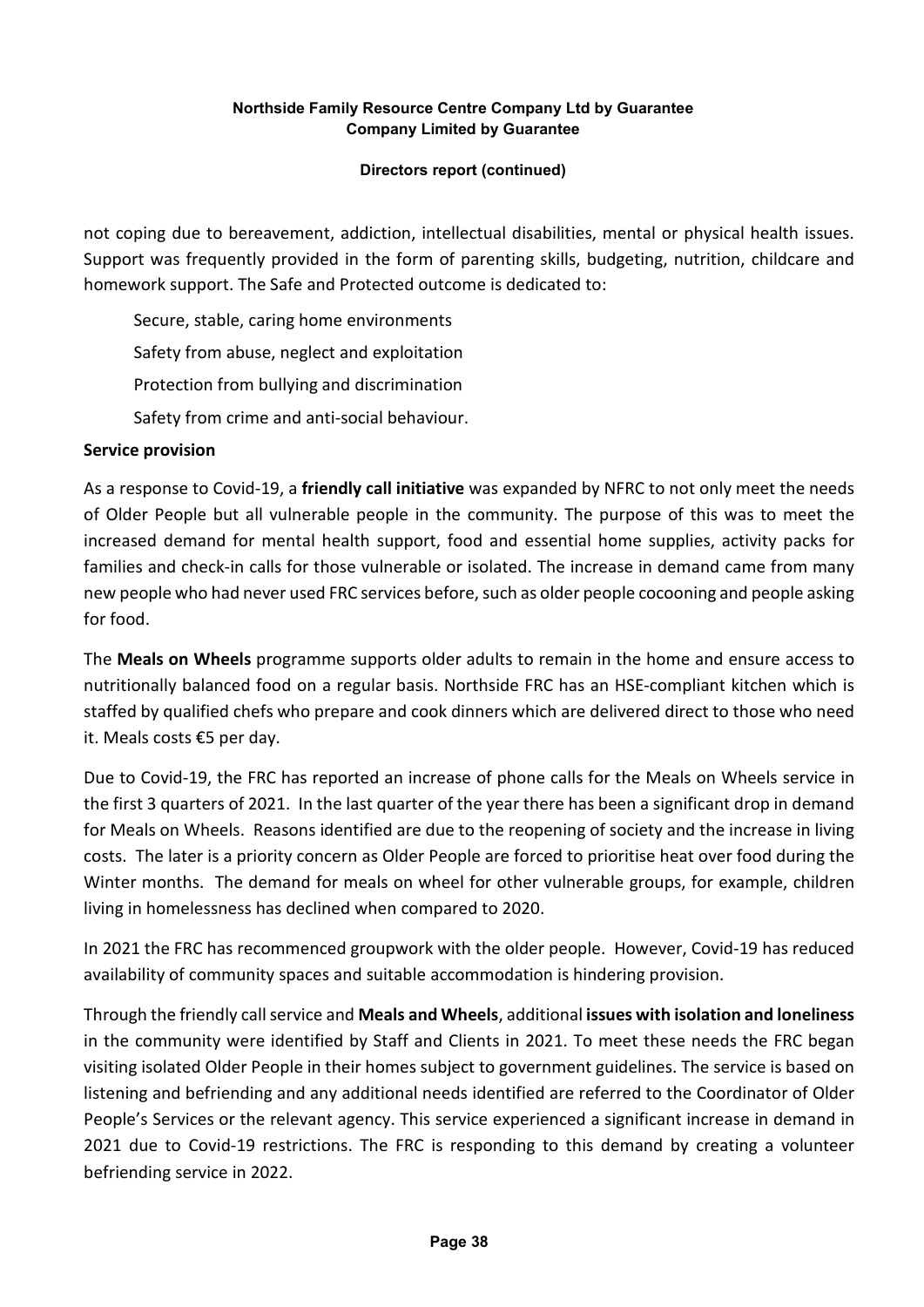not coping due to bereavement, addiction, intellectual disabilities, mental or physical health issues. Support was frequently provided in the form of parenting skills, budgeting, nutrition, childcare and homework support. The Safe and Protected outcome is dedicated to:

Secure, stable, caring home environments

Safety from abuse, neglect and exploitation

Protection from bullying and discrimination

Safety from crime and anti-social behaviour.

**Service provision**

As a response to Covid-19, a **friendly call initiative** was expanded by NFRC to not only meet the needs of Older People but all vulnerable people in the community. The purpose of this was to meet the increased demand for mental health support, food and essential home supplies, activity packs for families and check-in calls for those vulnerable or isolated. The increase in demand came from many new people who had never used FRC services before, such as older people cocooning and people asking for food.

The **Meals on Wheels** programme supports older adults to remain in the home and ensure access to nutritionally balanced food on a regular basis. Northside FRC has an HSE-compliant kitchen which is staffed by qualified chefs who prepare and cook dinners which are delivered direct to those who need it. Meals costs €5 per day.

Due to Covid-19, the FRC has reported an increase of phone calls for the Meals on Wheels service in the first 3 quarters of 2021. In the last quarter of the year there has been a significant drop in demand for Meals on Wheels. Reasons identified are due to the reopening of society and the increase in living costs. The later is a priority concern as Older People are forced to prioritise heat over food during the Winter months. The demand for meals on wheel for other vulnerable groups, for example, children living in homelessness has declined when compared to 2020.

In 2021 the FRC has recommenced groupwork with the older people. However, Covid-19 has reduced availability of community spaces and suitable accommodation is hindering provision.

Through the friendly call service and **Meals and Wheels**, additional **issues with isolation and loneliness** in the community were identified by Staff and Clients in 2021. To meet these needs the FRC began visiting isolated Older People in their homes subject to government guidelines. The service is based on listening and befriending and any additional needs identified are referred to the Coordinator of Older People's Services or the relevant agency. This service experienced a significant increase in demand in 2021 due to Covid-19 restrictions. The FRC is responding to this demand by creating a volunteer befriending service in 2022.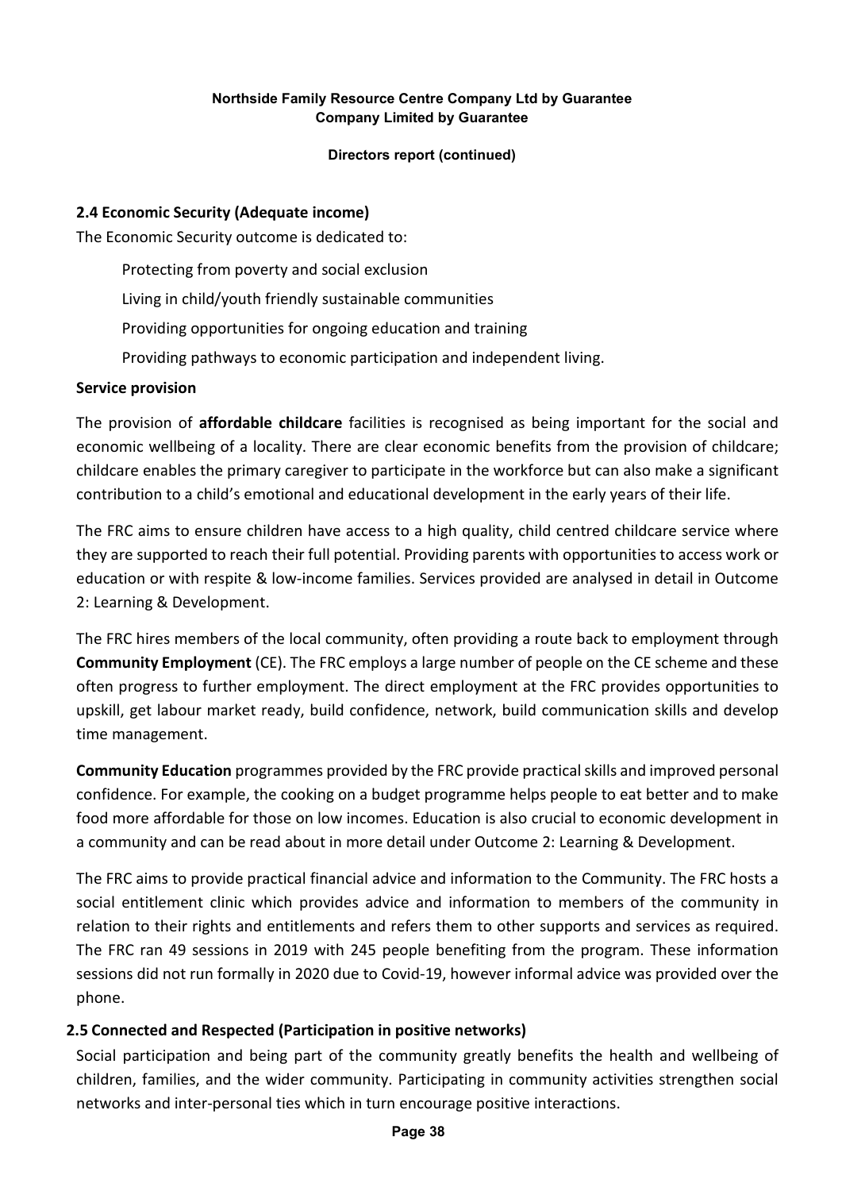## 2.4 Economic Security (Adequate income)

The Economic Security outcome is dedicated to:

- Protecting from poverty and social exclusion
- Living in child/youth friendly sustainable communities
- Providing opportunities for ongoing education and training
- Providing pathways to economic participation and independent living.

### Service provision

The provision of **affordable childcare** facilities is recognised as being important for the social and economic wellbeing of a locality. There are clear economic benefits from the provision of childcare; childcare enables the primary caregiver to participate in the workforce but can also make a significant contribution to a child's emotional and educational development in the early years of their life.

The FRC aims to ensure children have access to a high quality, child centred childcare service where they are supported to reach their full potential. Providing parents with opportunities to access work or education or with respite & low-income families. Services provided are analysed in detail in Outcome 2: Learning & Development.

The FRC hires members of the local community, often providing a route back to employment through **Community Employment** (CE). The FRC employs a large number of people on the CE scheme and these often progress to further employment. The direct employment at the FRC provides opportunities to upskill, get labour market ready, build confidence, network, build communication skills and develop time management.

**Community Education** programmes provided by the FRC provide practical skills and improved personal confidence. For example, the cooking on a budget programme helps people to eat better and to make food more affordable for those on low incomes. Education is also crucial to economic development in a community and can be read about in more detail under Outcome 2: Learning & Development.

The FRC aims to provide practical financial advice and information to the Community. The FRC hosts a social entitlement clinic which provides advice and information to members of the community in relation to their rights and entitlements and refers them to other supports and services as required. The FRC ran 49 sessions in 2019 with 245 people benefiting from the program. These information sessions did not run formally in 2020 due to Covid-19, however informal advice was provided over the phone.

## 2.5 Connected and Respected (Participation in positive networks)

Social participation and being part of the community greatly benefits the health and wellbeing of children, families, and the wider community. Participating in community activities strengthen social networks and inter-personal ties which in turn encourage positive interactions.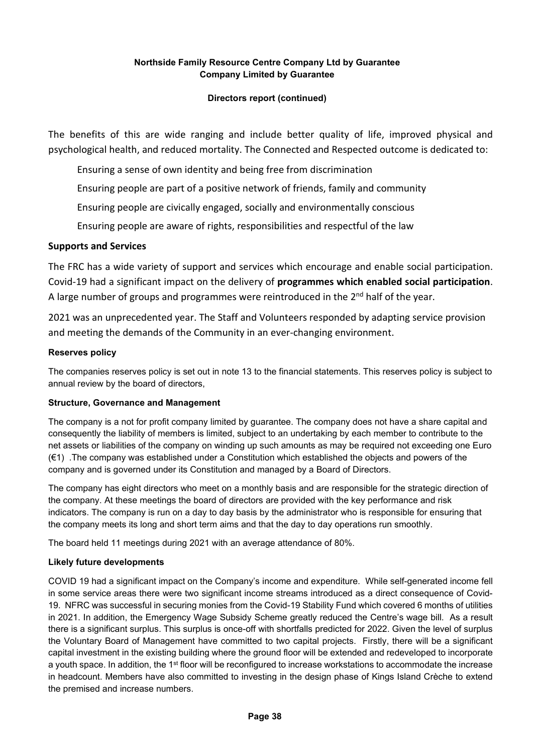The benefits of this are wide ranging and include better quality of life, improved physical and psychological health, and reduced mortality. The Connected and Respected outcome is dedicated to:

Ensuring a sense of own identity and being free from discrimination

Ensuring people are part of a positive network of friends, family and community

Ensuring people are civically engaged, socially and environmentally conscious

Ensuring people are aware of rights, responsibilities and respectful of the law

**Supports and Services**

The FRC has a wide variety of support and services which encourage and enable social participation. Covid-19 had a significant impact on the delivery of **programmes which enabled social participation**. A large number of groups and programmes were reintroduced in the 2nd half of the year.

2021 was an unprecedented year. The Staff and Volunteers responded by adapting service provision and meeting the demands of the Community in an ever-changing environment.

**Reserves policy**

The companies reserves policy is set out in note 13 to the financial statements. This reserves policy is subject to annual review by the board of directors,

**Structure, Governance and Management**

The company is a not for profit company limited by guarantee. The company does not have a share capital and consequently the liability of members is limited, subject to an undertaking by each member to contribute to the net assets or liabilities of the company on winding up such amounts as may be required not exceeding one Euro (€1) .The company was established under a Constitution which established the objects and powers of the company and is governed under its Constitution and managed by a Board of Directors.

The company has eight directors who meet on a monthly basis and are responsible for the strategic direction of the company. At these meetings the board of directors are provided with the key performance and risk indicators. The company is run on a day to day basis by the administrator who is responsible for ensuring that the company meets its long and short term aims and that the day to day operations run smoothly.

The board held 11 meetings during 2021 with an average attendance of 80%.

**Likely future developments**

COVID 19 had a significant impact on the Company's income and expenditure. While self-generated income fell in some service areas there were two significant income streams introduced as a direct consequence of Covid-19. NFRC was successful in securing monies from the Covid-19 Stability Fund which covered 6 months of utilities in 2021. In addition, the Emergency Wage Subsidy Scheme greatly reduced the Centre's wage bill. As a result there is a significant surplus. This surplus is once-off with shortfalls predicted for 2022. Given the level of surplus the Voluntary Board of Management have committed to two capital projects. Firstly, there will be a significant capital investment in the existing building where the ground floor will be extended and redeveloped to incorporate a youth space. In addition, the 1st floor will be reconfigured to increase workstations to accommodate the increase in headcount. Members have also committed to investing in the design phase of Kings Island Crèche to extend the premised and increase numbers.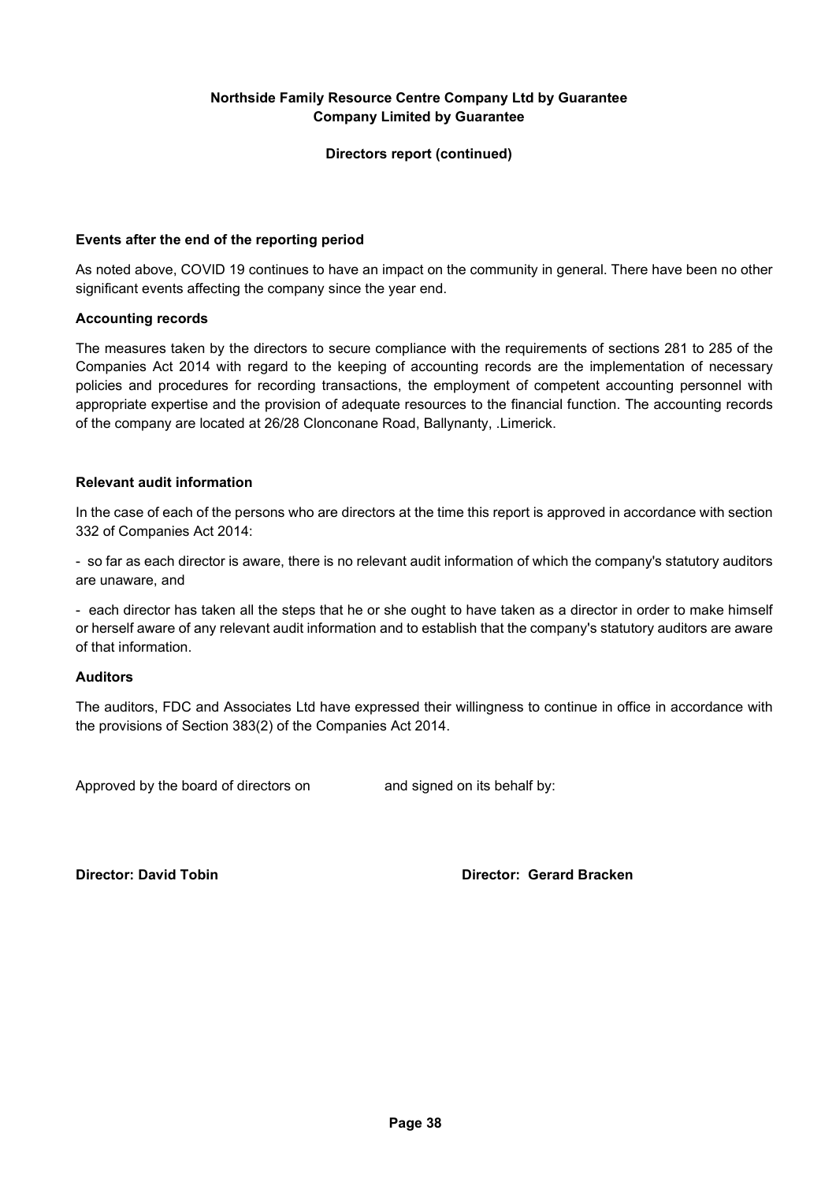**Northside Family Resource Centre Company Ltd by Guarantee**
**Company Limited by Guarantee**

**Directors report (continued)**

### Events after the end of the reporting period

As noted above, COVID 19 continues to have an impact on the community in general. There have been no other significant events affecting the company since the year end.

### Accounting records

The measures taken by the directors to secure compliance with the requirements of sections 281 to 285 of the Companies Act 2014 with regard to the keeping of accounting records are the implementation of necessary policies and procedures for recording transactions, the employment of competent accounting personnel with appropriate expertise and the provision of adequate resources to the financial function. The accounting records of the company are located at 26/28 Clonconane Road, Ballynanty, .Limerick.

### Relevant audit information

In the case of each of the persons who are directors at the time this report is approved in accordance with section 332 of Companies Act 2014:

- so far as each director is aware, there is no relevant audit information of which the company's statutory auditors are unaware, and

- each director has taken all the steps that he or she ought to have taken as a director in order to make himself or herself aware of any relevant audit information and to establish that the company's statutory auditors are aware of that information.

### Auditors

The auditors, FDC and Associates Ltd have expressed their willingness to continue in office in accordance with the provisions of Section 383(2) of the Companies Act 2014.

Approved by the board of directors on and signed on its behalf by:

**Director: David Tobin** **Director: Gerard Bracken**